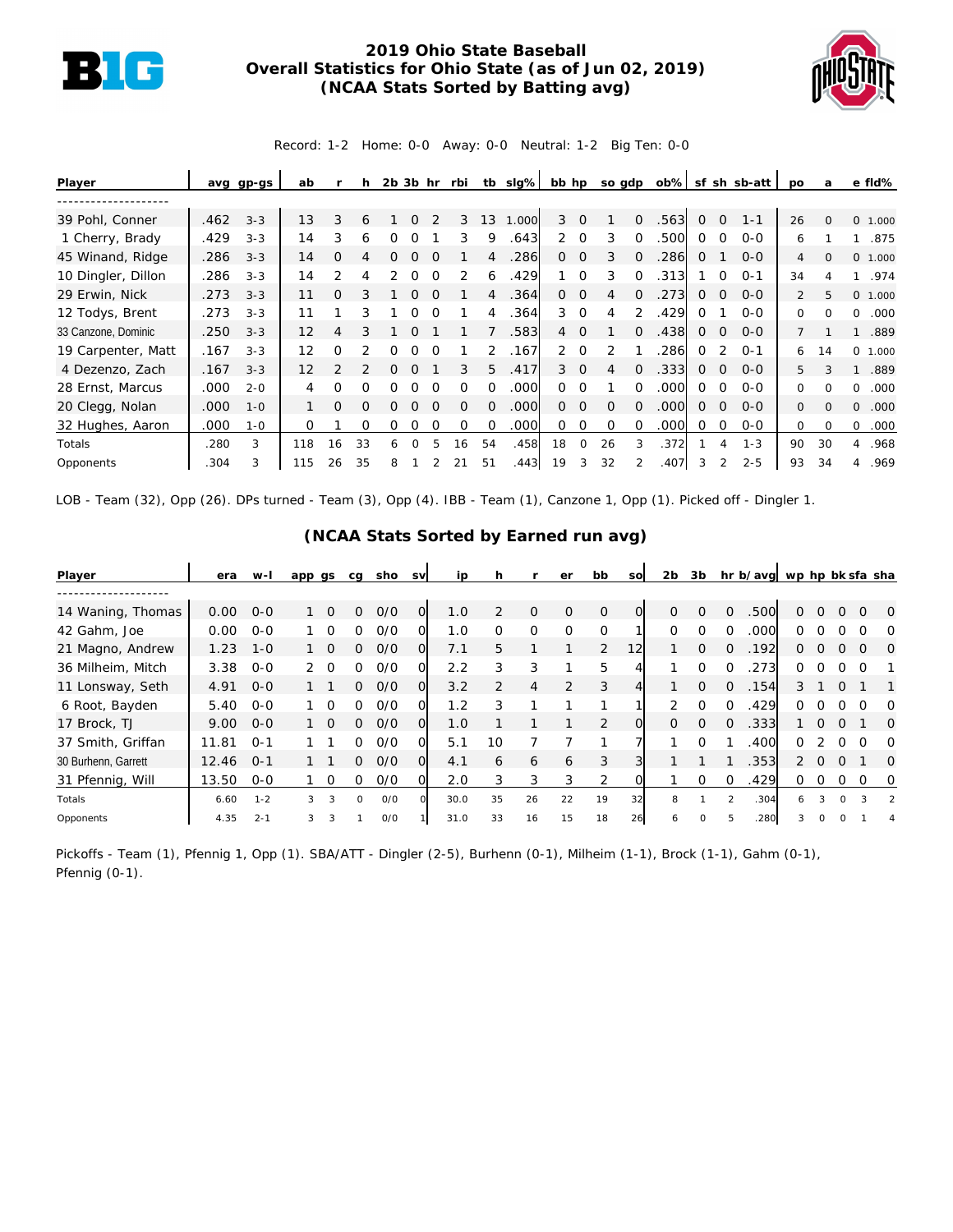# 2019 Ohio State Baseball
## Overall Statistics for Ohio State (as of Jun 02, 2019)
### (NCAA Stats Sorted by Batting avg)

Record: 1-2 Home: 0-0 Away: 0-0 Neutral: 1-2 Big Ten: 0-0

| Player | avg | gp-gs | ab | r | h | 2b | 3b | hr | rbi | tb | slg% | bb | hp | so | gdp | ob% | sf | sh | sb-att | po | a | e | fld% |
|---|---|---|---|---|---|---|---|---|---|---|---|---|---|---|---|---|---|---|---|---|---|---|---|
| 39 Pohl, Conner | .462 | 3-3 | 13 | 3 | 6 | 1 | 0 | 2 | 3 | 13 | 1.000 | 3 | 0 | 1 | 0 | .563 | 0 | 0 | 1-1 | 26 | 0 | 0 | 1.000 |
| 1 Cherry, Brady | .429 | 3-3 | 14 | 3 | 6 | 0 | 0 | 1 | 3 | 9 | .643 | 2 | 0 | 3 | 0 | .500 | 0 | 0 | 0-0 | 6 | 1 | 1 | .875 |
| 45 Winand, Ridge | .286 | 3-3 | 14 | 0 | 4 | 0 | 0 | 0 | 1 | 4 | .286 | 0 | 0 | 3 | 0 | .286 | 0 | 1 | 0-0 | 4 | 0 | 0 | 1.000 |
| 10 Dingler, Dillon | .286 | 3-3 | 14 | 2 | 4 | 2 | 0 | 0 | 2 | 6 | .429 | 1 | 0 | 3 | 0 | .313 | 1 | 0 | 0-1 | 34 | 4 | 1 | .974 |
| 29 Erwin, Nick | .273 | 3-3 | 11 | 0 | 3 | 1 | 0 | 0 | 1 | 4 | .364 | 0 | 0 | 4 | 0 | .273 | 0 | 0 | 0-0 | 2 | 5 | 0 | 1.000 |
| 12 Todys, Brent | .273 | 3-3 | 11 | 1 | 3 | 1 | 0 | 0 | 1 | 4 | .364 | 3 | 0 | 4 | 2 | .429 | 0 | 1 | 0-0 | 0 | 0 | 0 | .000 |
| 33 Canzone, Dominic | .250 | 3-3 | 12 | 4 | 3 | 1 | 0 | 1 | 1 | 7 | .583 | 4 | 0 | 1 | 0 | .438 | 0 | 0 | 0-0 | 7 | 1 | 1 | .889 |
| 19 Carpenter, Matt | .167 | 3-3 | 12 | 0 | 2 | 0 | 0 | 0 | 1 | 2 | .167 | 2 | 0 | 2 | 1 | .286 | 0 | 2 | 0-1 | 6 | 14 | 0 | 1.000 |
| 4 Dezenzo, Zach | .167 | 3-3 | 12 | 2 | 2 | 0 | 0 | 1 | 3 | 5 | .417 | 3 | 0 | 4 | 0 | .333 | 0 | 0 | 0-0 | 5 | 3 | 1 | .889 |
| 28 Ernst, Marcus | .000 | 2-0 | 4 | 0 | 0 | 0 | 0 | 0 | 0 | 0 | .000 | 0 | 0 | 1 | 0 | .000 | 0 | 0 | 0-0 | 0 | 0 | 0 | .000 |
| 20 Clegg, Nolan | .000 | 1-0 | 1 | 0 | 0 | 0 | 0 | 0 | 0 | 0 | .000 | 0 | 0 | 0 | 0 | .000 | 0 | 0 | 0-0 | 0 | 0 | 0 | .000 |
| 32 Hughes, Aaron | .000 | 1-0 | 0 | 1 | 0 | 0 | 0 | 0 | 0 | 0 | .000 | 0 | 0 | 0 | 0 | .000 | 0 | 0 | 0-0 | 0 | 0 | 0 | .000 |
| Totals | .280 | 3 | 118 | 16 | 33 | 6 | 0 | 5 | 16 | 54 | .458 | 18 | 0 | 26 | 3 | .372 | 1 | 4 | 1-3 | 90 | 30 | 4 | .968 |
| Opponents | .304 | 3 | 115 | 26 | 35 | 8 | 1 | 2 | 21 | 51 | .443 | 19 | 3 | 32 | 2 | .407 | 3 | 2 | 2-5 | 93 | 34 | 4 | .969 |

LOB - Team (32), Opp (26). DPs turned - Team (3), Opp (4). IBB - Team (1), Canzone 1, Opp (1). Picked off - Dingler 1.

### (NCAA Stats Sorted by Earned run avg)

| Player | era | w-l | app | gs | cg | sho | sv | ip | h | r | er | bb | so | 2b | 3b | hr | b/avg | wp | hp | bk | sfa | sha |
|---|---|---|---|---|---|---|---|---|---|---|---|---|---|---|---|---|---|---|---|---|---|---|
| 14 Waning, Thomas | 0.00 | 0-0 | 1 | 0 | 0 | 0/0 | 0 | 1.0 | 2 | 0 | 0 | 0 | 0 | 0 | 0 | 0 | .500 | 0 | 0 | 0 | 0 | 0 |
| 42 Gahm, Joe | 0.00 | 0-0 | 1 | 0 | 0 | 0/0 | 0 | 1.0 | 0 | 0 | 0 | 0 | 1 | 0 | 0 | 0 | .000 | 0 | 0 | 0 | 0 | 0 |
| 21 Magno, Andrew | 1.23 | 1-0 | 1 | 0 | 0 | 0/0 | 0 | 7.1 | 5 | 1 | 1 | 2 | 12 | 1 | 0 | 0 | .192 | 0 | 0 | 0 | 0 | 0 |
| 36 Milheim, Mitch | 3.38 | 0-0 | 2 | 0 | 0 | 0/0 | 0 | 2.2 | 3 | 3 | 1 | 5 | 4 | 1 | 0 | 0 | .273 | 0 | 0 | 0 | 0 | 1 |
| 11 Lonsway, Seth | 4.91 | 0-0 | 1 | 1 | 0 | 0/0 | 0 | 3.2 | 2 | 4 | 2 | 3 | 4 | 1 | 0 | 0 | .154 | 3 | 1 | 0 | 1 | 1 |
| 6 Root, Bayden | 5.40 | 0-0 | 1 | 0 | 0 | 0/0 | 0 | 1.2 | 3 | 1 | 1 | 1 | 1 | 2 | 0 | 0 | .429 | 0 | 0 | 0 | 0 | 0 |
| 17 Brock, TJ | 9.00 | 0-0 | 1 | 0 | 0 | 0/0 | 0 | 1.0 | 1 | 1 | 1 | 2 | 0 | 0 | 0 | 0 | .333 | 1 | 0 | 0 | 1 | 0 |
| 37 Smith, Griffan | 11.81 | 0-1 | 1 | 1 | 0 | 0/0 | 0 | 5.1 | 10 | 7 | 7 | 1 | 7 | 1 | 0 | 1 | .400 | 0 | 2 | 0 | 0 | 0 |
| 30 Burhenn, Garrett | 12.46 | 0-1 | 1 | 1 | 0 | 0/0 | 0 | 4.1 | 6 | 6 | 6 | 3 | 3 | 1 | 1 | 1 | .353 | 2 | 0 | 0 | 1 | 0 |
| 31 Pfennig, Will | 13.50 | 0-0 | 1 | 0 | 0 | 0/0 | 0 | 2.0 | 3 | 3 | 3 | 2 | 0 | 1 | 0 | 0 | .429 | 0 | 0 | 0 | 0 | 0 |
| Totals | 6.60 | 1-2 | 3 | 3 | 0 | 0/0 | 0 | 30.0 | 35 | 26 | 22 | 19 | 32 | 8 | 1 | 2 | .304 | 6 | 3 | 0 | 3 | 2 |
| Opponents | 4.35 | 2-1 | 3 | 3 | 1 | 0/0 | 1 | 31.0 | 33 | 16 | 15 | 18 | 26 | 6 | 0 | 5 | .280 | 3 | 0 | 0 | 1 | 4 |

Pickoffs - Team (1), Pfennig 1, Opp (1). SBA/ATT - Dingler (2-5), Burhenn (0-1), Milheim (1-1), Brock (1-1), Gahm (0-1), Pfennig (0-1).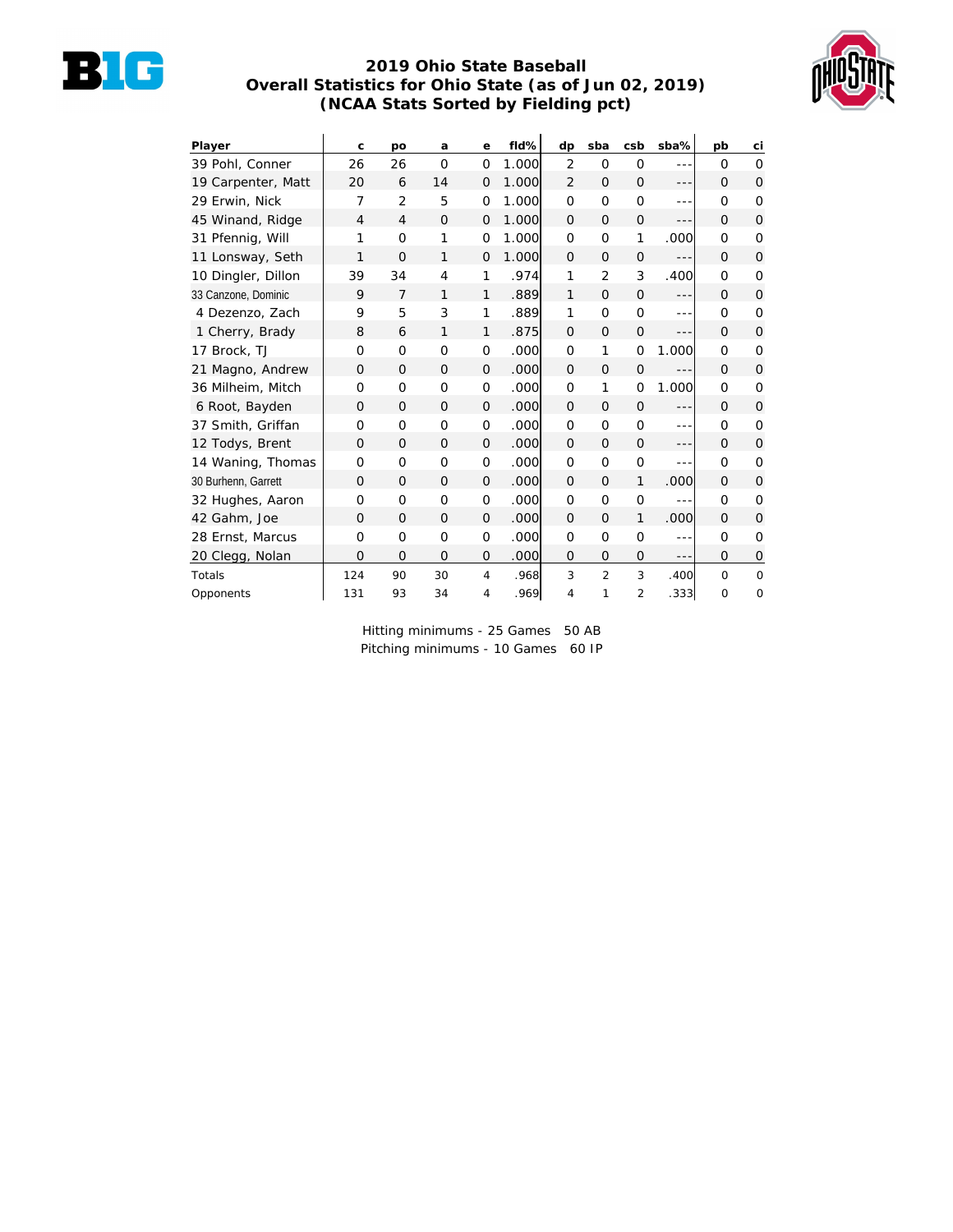## 2019 Ohio State Baseball
## Overall Statistics for Ohio State (as of Jun 02, 2019)
## (NCAA Stats Sorted by Fielding pct)

| Player | c | po | a | e | fld% | dp | sba | csb | sba% | pb | ci |
|---|---|---|---|---|---|---|---|---|---|---|---|
| 39 Pohl, Conner | 26 | 26 | 0 | 0 | 1.000 | 2 | 0 | 0 | --- | 0 | 0 |
| 19 Carpenter, Matt | 20 | 6 | 14 | 0 | 1.000 | 2 | 0 | 0 | --- | 0 | 0 |
| 29 Erwin, Nick | 7 | 2 | 5 | 0 | 1.000 | 0 | 0 | 0 | --- | 0 | 0 |
| 45 Winand, Ridge | 4 | 4 | 0 | 0 | 1.000 | 0 | 0 | 0 | --- | 0 | 0 |
| 31 Pfennig, Will | 1 | 0 | 1 | 0 | 1.000 | 0 | 0 | 1 | .000 | 0 | 0 |
| 11 Lonsway, Seth | 1 | 0 | 1 | 0 | 1.000 | 0 | 0 | 0 | --- | 0 | 0 |
| 10 Dingler, Dillon | 39 | 34 | 4 | 1 | .974 | 1 | 2 | 3 | .400 | 0 | 0 |
| 33 Canzone, Dominic | 9 | 7 | 1 | 1 | .889 | 1 | 0 | 0 | --- | 0 | 0 |
| 4 Dezenzo, Zach | 9 | 5 | 3 | 1 | .889 | 1 | 0 | 0 | --- | 0 | 0 |
| 1 Cherry, Brady | 8 | 6 | 1 | 1 | .875 | 0 | 0 | 0 | --- | 0 | 0 |
| 17 Brock, TJ | 0 | 0 | 0 | 0 | .000 | 0 | 1 | 0 | 1.000 | 0 | 0 |
| 21 Magno, Andrew | 0 | 0 | 0 | 0 | .000 | 0 | 0 | 0 | --- | 0 | 0 |
| 36 Milheim, Mitch | 0 | 0 | 0 | 0 | .000 | 0 | 1 | 0 | 1.000 | 0 | 0 |
| 6 Root, Bayden | 0 | 0 | 0 | 0 | .000 | 0 | 0 | 0 | --- | 0 | 0 |
| 37 Smith, Griffan | 0 | 0 | 0 | 0 | .000 | 0 | 0 | 0 | --- | 0 | 0 |
| 12 Todys, Brent | 0 | 0 | 0 | 0 | .000 | 0 | 0 | 0 | --- | 0 | 0 |
| 14 Waning, Thomas | 0 | 0 | 0 | 0 | .000 | 0 | 0 | 0 | --- | 0 | 0 |
| 30 Burhenn, Garrett | 0 | 0 | 0 | 0 | .000 | 0 | 0 | 1 | .000 | 0 | 0 |
| 32 Hughes, Aaron | 0 | 0 | 0 | 0 | .000 | 0 | 0 | 0 | --- | 0 | 0 |
| 42 Gahm, Joe | 0 | 0 | 0 | 0 | .000 | 0 | 0 | 1 | .000 | 0 | 0 |
| 28 Ernst, Marcus | 0 | 0 | 0 | 0 | .000 | 0 | 0 | 0 | --- | 0 | 0 |
| 20 Clegg, Nolan | 0 | 0 | 0 | 0 | .000 | 0 | 0 | 0 | --- | 0 | 0 |
| Totals | 124 | 90 | 30 | 4 | .968 | 3 | 2 | 3 | .400 | 0 | 0 |
| Opponents | 131 | 93 | 34 | 4 | .969 | 4 | 1 | 2 | .333 | 0 | 0 |

Hitting minimums - 25 Games 50 AB
Pitching minimums - 10 Games 60 IP